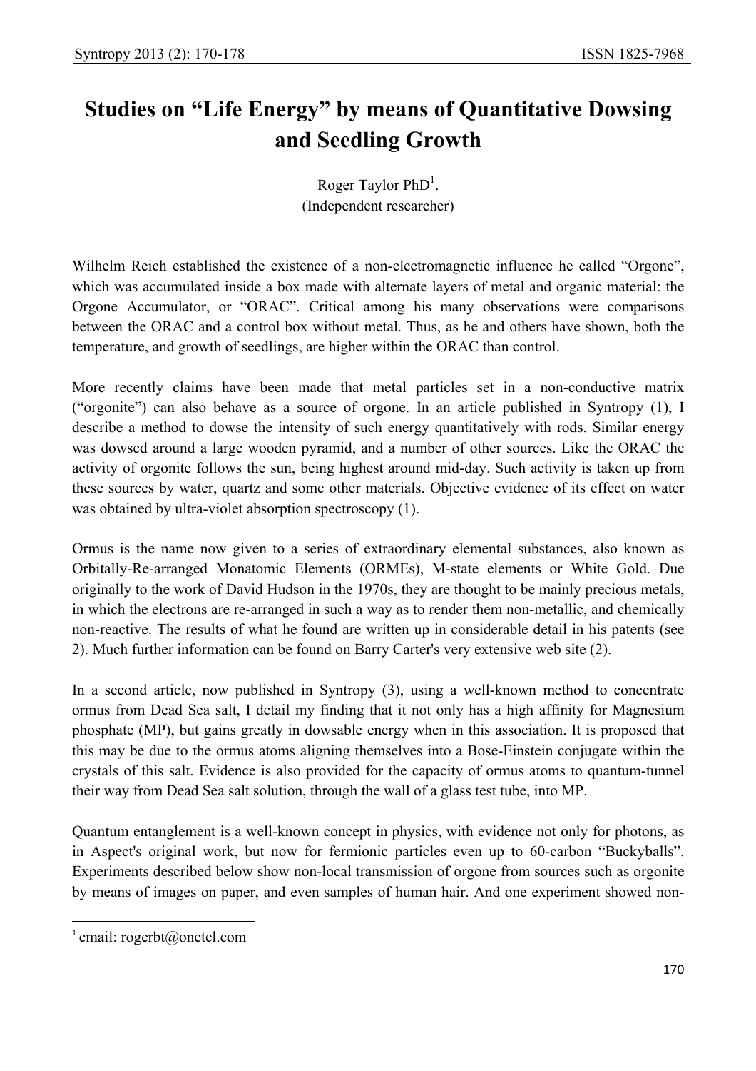# Studies on "Life Energy" by means of Quantitative Dowsing and Seedling Growth

Roger Taylor PhD[1].
(Independent researcher)

Wilhelm Reich established the existence of a non-electromagnetic influence he called "Orgone", which was accumulated inside a box made with alternate layers of metal and organic material: the Orgone Accumulator, or "ORAC". Critical among his many observations were comparisons between the ORAC and a control box without metal. Thus, as he and others have shown, both the temperature, and growth of seedlings, are higher within the ORAC than control.

More recently claims have been made that metal particles set in a non-conductive matrix ("orgonite") can also behave as a source of orgone. In an article published in Syntropy (1), I describe a method to dowse the intensity of such energy quantitatively with rods. Similar energy was dowsed around a large wooden pyramid, and a number of other sources. Like the ORAC the activity of orgonite follows the sun, being highest around mid-day. Such activity is taken up from these sources by water, quartz and some other materials. Objective evidence of its effect on water was obtained by ultra-violet absorption spectroscopy (1).

Ormus is the name now given to a series of extraordinary elemental substances, also known as Orbitally-Re-arranged Monatomic Elements (ORMEs), M-state elements or White Gold. Due originally to the work of David Hudson in the 1970s, they are thought to be mainly precious metals, in which the electrons are re-arranged in such a way as to render them non-metallic, and chemically non-reactive. The results of what he found are written up in considerable detail in his patents (see 2). Much further information can be found on Barry Carter's very extensive web site (2).

In a second article, now published in Syntropy (3), using a well-known method to concentrate ormus from Dead Sea salt, I detail my finding that it not only has a high affinity for Magnesium phosphate (MP), but gains greatly in dowsable energy when in this association. It is proposed that this may be due to the ormus atoms aligning themselves into a Bose-Einstein conjugate within the crystals of this salt. Evidence is also provided for the capacity of ormus atoms to quantum-tunnel their way from Dead Sea salt solution, through the wall of a glass test tube, into MP.

Quantum entanglement is a well-known concept in physics, with evidence not only for photons, as in Aspect's original work, but now for fermionic particles even up to 60-carbon "Buckyballs". Experiments described below show non-local transmission of orgone from sources such as orgonite by means of images on paper, and even samples of human hair. And one experiment showed non-

[1] email: rogerbt@onetel.com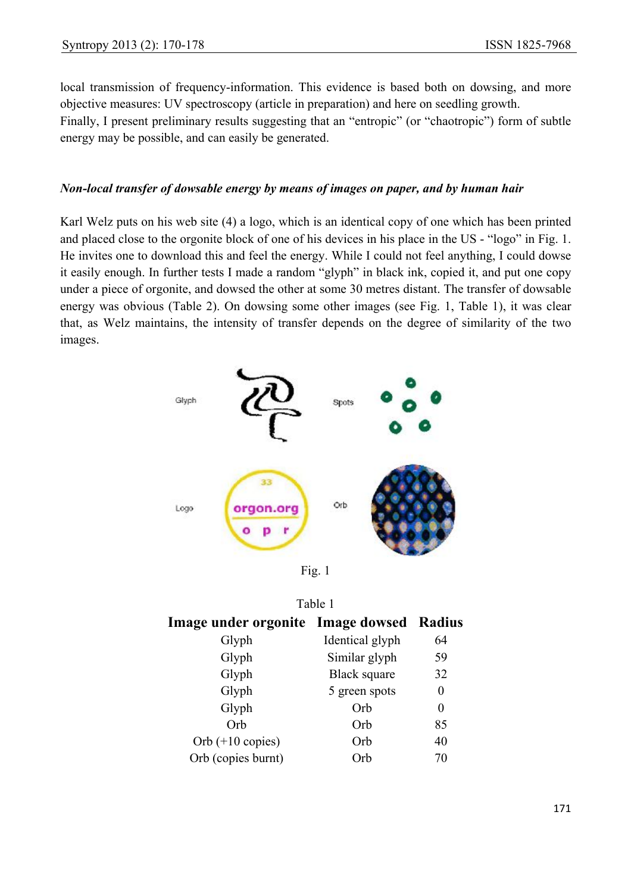local transmission of frequency-information. This evidence is based both on dowsing, and more objective measures: UV spectroscopy (article in preparation) and here on seedling growth.
Finally, I present preliminary results suggesting that an "entropic" (or "chaotropic") form of subtle energy may be possible, and can easily be generated.

### *Non-local transfer of dowsable energy by means of images on paper, and by human hair*

Karl Welz puts on his web site (4) a logo, which is an identical copy of one which has been printed and placed close to the orgonite block of one of his devices in his place in the US - "logo" in Fig. 1. He invites one to download this and feel the energy. While I could not feel anything, I could dowse it easily enough. In further tests I made a random "glyph" in black ink, copied it, and put one copy under a piece of orgonite, and dowsed the other at some 30 metres distant. The transfer of dowsable energy was obvious (Table 2). On dowsing some other images (see Fig. 1, Table 1), it was clear that, as Welz maintains, the intensity of transfer depends on the degree of similarity of the two images.

Fig. 1

Table 1

| Image under orgonite | Image dowsed | Radius |
|---|---|---|
| Glyph | Identical glyph | 64 |
| Glyph | Similar glyph | 59 |
| Glyph | Black square | 32 |
| Glyph | 5 green spots | 0 |
| Glyph | Orb | 0 |
| Orb | Orb | 85 |
| Orb (+10 copies) | Orb | 40 |
| Orb (copies burnt) | Orb | 70 |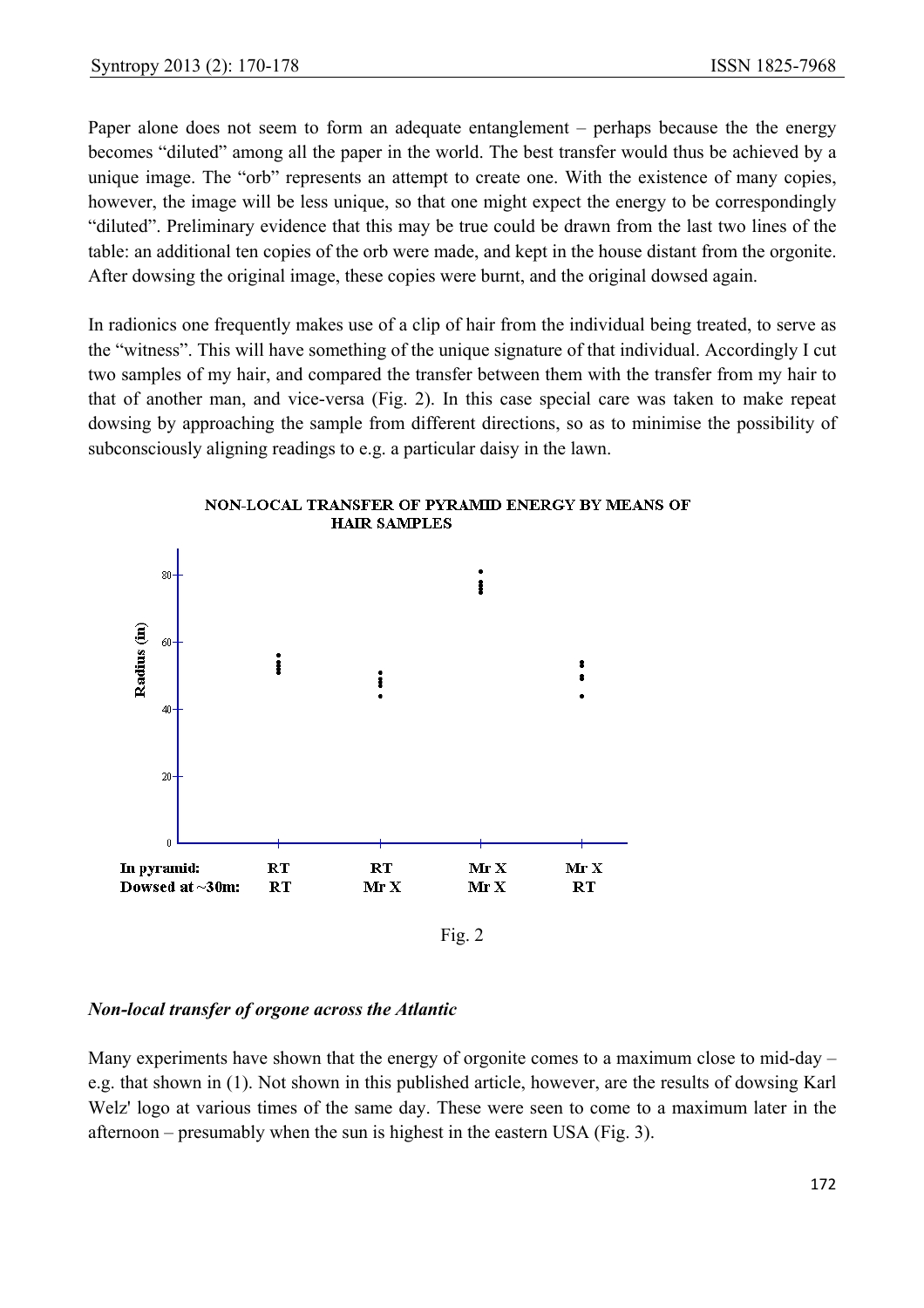Paper alone does not seem to form an adequate entanglement – perhaps because the the energy becomes "diluted" among all the paper in the world. The best transfer would thus be achieved by a unique image. The "orb" represents an attempt to create one. With the existence of many copies, however, the image will be less unique, so that one might expect the energy to be correspondingly "diluted". Preliminary evidence that this may be true could be drawn from the last two lines of the table: an additional ten copies of the orb were made, and kept in the house distant from the orgonite. After dowsing the original image, these copies were burnt, and the original dowsed again.

In radionics one frequently makes use of a clip of hair from the individual being treated, to serve as the "witness". This will have something of the unique signature of that individual. Accordingly I cut two samples of my hair, and compared the transfer between them with the transfer from my hair to that of another man, and vice-versa (Fig. 2). In this case special care was taken to make repeat dowsing by approaching the sample from different directions, so as to minimise the possibility of subconsciously aligning readings to e.g. a particular daisy in the lawn.

Fig. 2

### *Non-local transfer of orgone across the Atlantic*

Many experiments have shown that the energy of orgonite comes to a maximum close to mid-day – e.g. that shown in (1). Not shown in this published article, however, are the results of dowsing Karl Welz' logo at various times of the same day. These were seen to come to a maximum later in the afternoon – presumably when the sun is highest in the eastern USA (Fig. 3).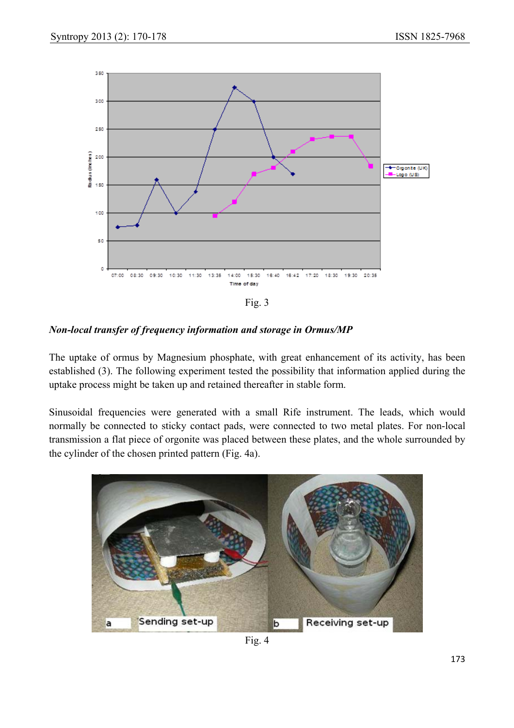Fig. 3

***Non-local transfer of frequency information and storage in Ormus/MP***

The uptake of ormus by Magnesium phosphate, with great enhancement of its activity, has been established (3). The following experiment tested the possibility that information applied during the uptake process might be taken up and retained thereafter in stable form.

Sinusoidal frequencies were generated with a small Rife instrument. The leads, which would normally be connected to sticky contact pads, were connected to two metal plates. For non-local transmission a flat piece of orgonite was placed between these plates, and the whole surrounded by the cylinder of the chosen printed pattern (Fig. 4a).

Fig. 4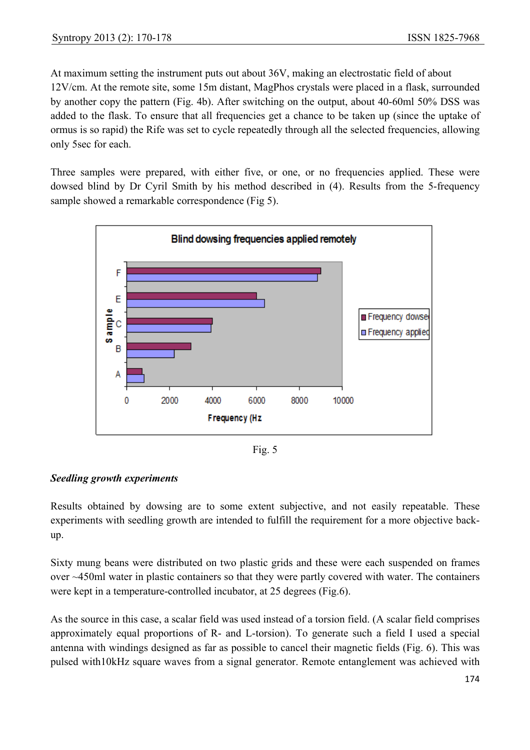At maximum setting the instrument puts out about 36V, making an electrostatic field of about 12V/cm. At the remote site, some 15m distant, MagPhos crystals were placed in a flask, surrounded by another copy the pattern (Fig. 4b). After switching on the output, about 40-60ml 50% DSS was added to the flask. To ensure that all frequencies get a chance to be taken up (since the uptake of ormus is so rapid) the Rife was set to cycle repeatedly through all the selected frequencies, allowing only 5sec for each.

Three samples were prepared, with either five, or one, or no frequencies applied. These were dowsed blind by Dr Cyril Smith by his method described in (4). Results from the 5-frequency sample showed a remarkable correspondence (Fig 5).

Fig. 5

### *Seedling growth experiments*

Results obtained by dowsing are to some extent subjective, and not easily repeatable. These experiments with seedling growth are intended to fulfill the requirement for a more objective back-up.

Sixty mung beans were distributed on two plastic grids and these were each suspended on frames over ~450ml water in plastic containers so that they were partly covered with water. The containers were kept in a temperature-controlled incubator, at 25 degrees (Fig.6).

As the source in this case, a scalar field was used instead of a torsion field. (A scalar field comprises approximately equal proportions of R- and L-torsion). To generate such a field I used a special antenna with windings designed as far as possible to cancel their magnetic fields (Fig. 6). This was pulsed with10kHz square waves from a signal generator. Remote entanglement was achieved with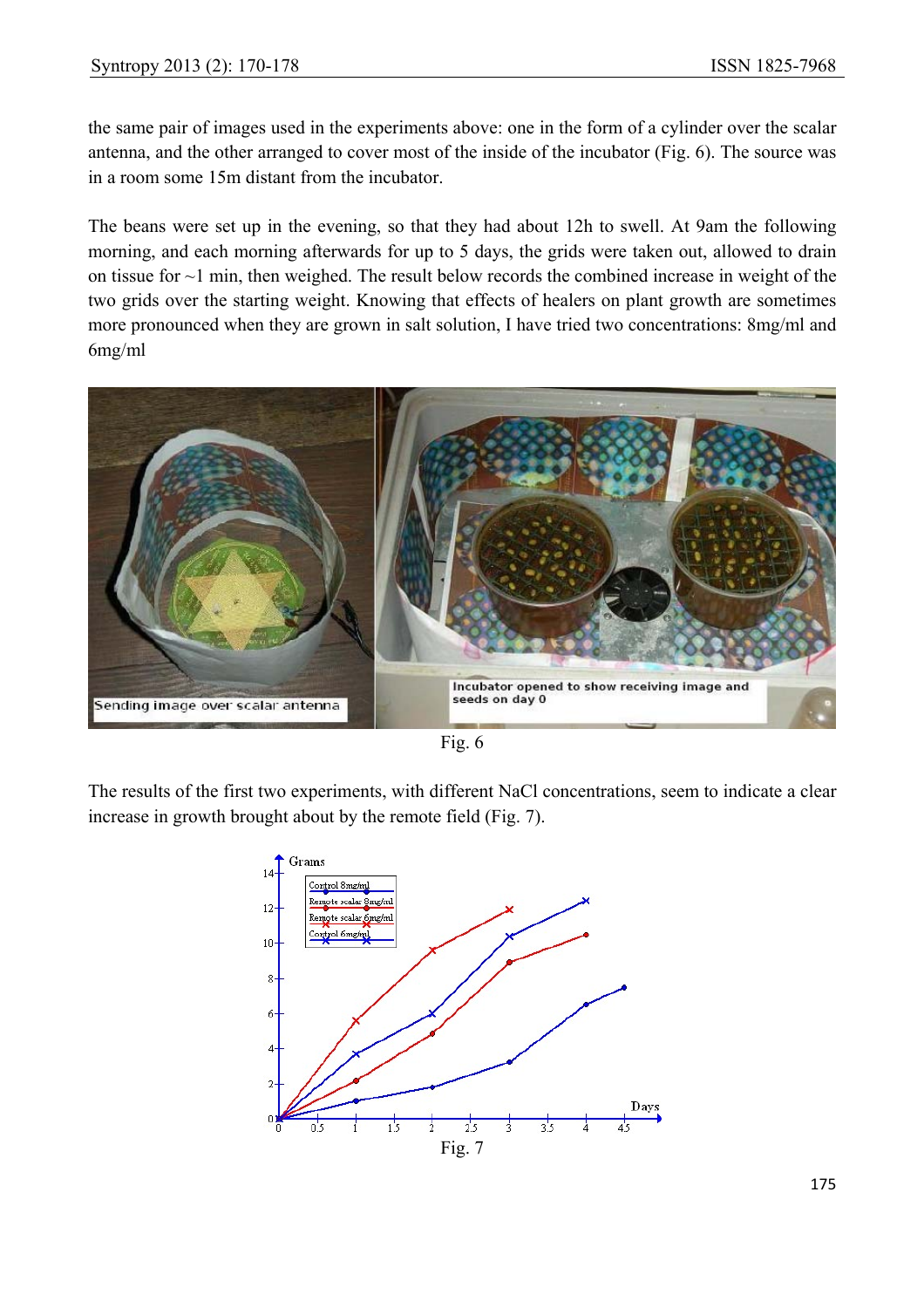the same pair of images used in the experiments above: one in the form of a cylinder over the scalar antenna, and the other arranged to cover most of the inside of the incubator (Fig. 6). The source was in a room some 15m distant from the incubator.

The beans were set up in the evening, so that they had about 12h to swell. At 9am the following morning, and each morning afterwards for up to 5 days, the grids were taken out, allowed to drain on tissue for ~1 min, then weighed. The result below records the combined increase in weight of the two grids over the starting weight. Knowing that effects of healers on plant growth are sometimes more pronounced when they are grown in salt solution, I have tried two concentrations: 8mg/ml and 6mg/ml

Fig. 6

The results of the first two experiments, with different NaCl concentrations, seem to indicate a clear increase in growth brought about by the remote field (Fig. 7).

Fig. 7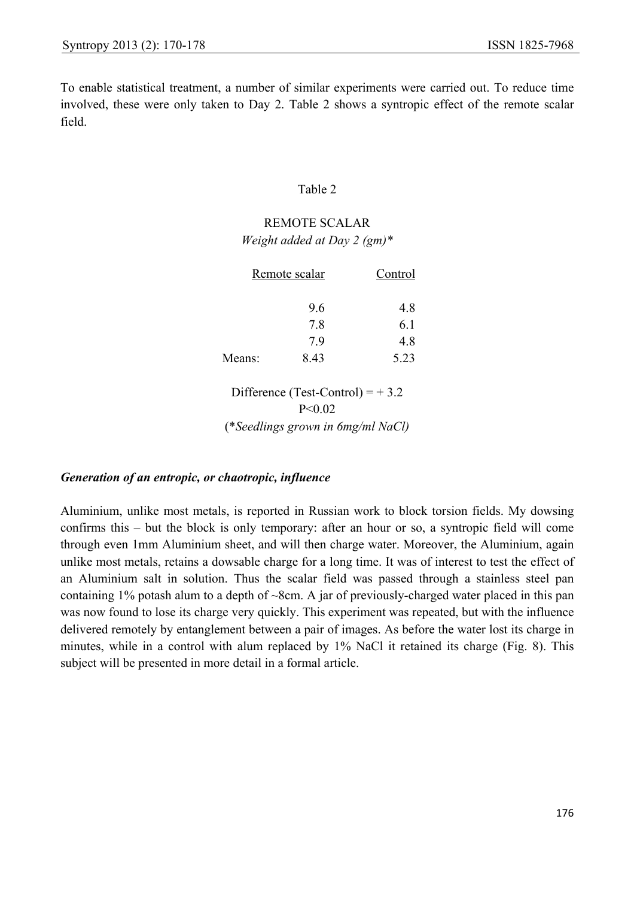To enable statistical treatment, a number of similar experiments were carried out. To reduce time involved, these were only taken to Day 2. Table 2 shows a syntropic effect of the remote scalar field.

Table 2

REMOTE SCALAR

*Weight added at Day 2 (gm)**

| | Remote scalar | Control |
|---|---|---|
| | 9.6 | 4.8 |
| | 7.8 | 6.1 |
| | 7.9 | 4.8 |
| Means: | 8.43 | 5.23 |

Difference (Test-Control) = + 3.2

$P<0.02$

(**Seedlings grown in 6mg/ml NaCl)*

### *Generation of an entropic, or chaotropic, influence*

Aluminium, unlike most metals, is reported in Russian work to block torsion fields. My dowsing confirms this – but the block is only temporary: after an hour or so, a syntropic field will come through even 1mm Aluminium sheet, and will then charge water. Moreover, the Aluminium, again unlike most metals, retains a dowsable charge for a long time. It was of interest to test the effect of an Aluminium salt in solution. Thus the scalar field was passed through a stainless steel pan containing 1% potash alum to a depth of ~8cm. A jar of previously-charged water placed in this pan was now found to lose its charge very quickly. This experiment was repeated, but with the influence delivered remotely by entanglement between a pair of images. As before the water lost its charge in minutes, while in a control with alum replaced by 1% NaCl it retained its charge (Fig. 8). This subject will be presented in more detail in a formal article.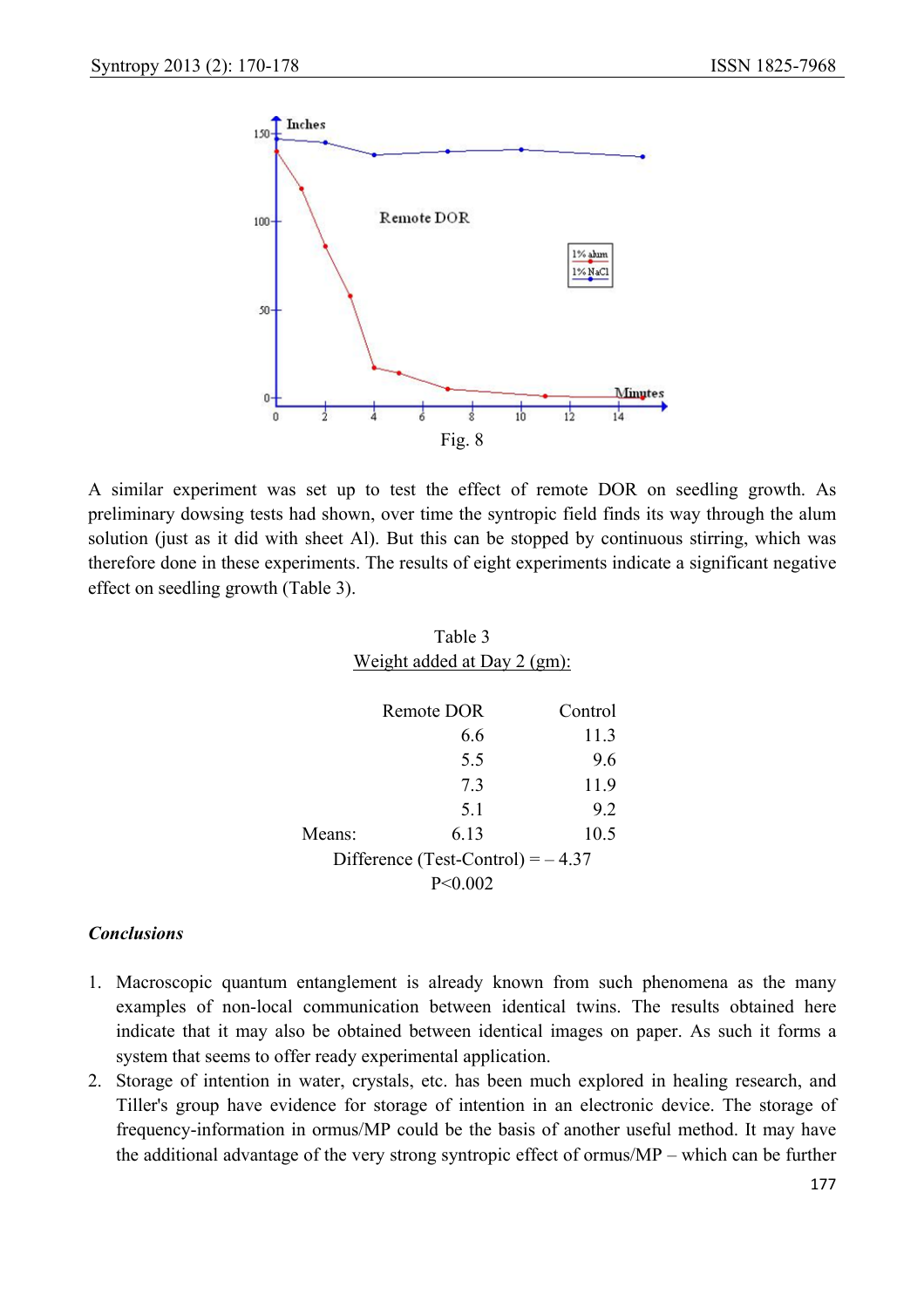Fig. 8

A similar experiment was set up to test the effect of remote DOR on seedling growth. As preliminary dowsing tests had shown, over time the syntropic field finds its way through the alum solution (just as it did with sheet Al). But this can be stopped by continuous stirring, which was therefore done in these experiments. The results of eight experiments indicate a significant negative effect on seedling growth (Table 3).

Table 3
Weight added at Day 2 (gm):

| | Remote DOR | Control |
|---|---|---|
| | 6.6 | 11.3 |
| | 5.5 | 9.6 |
| | 7.3 | 11.9 |
| | 5.1 | 9.2 |
| Means: | 6.13 | 10.5 |

Difference (Test-Control) = – 4.37
P<0.002

### *Conclusions*

1. Macroscopic quantum entanglement is already known from such phenomena as the many examples of non-local communication between identical twins. The results obtained here indicate that it may also be obtained between identical images on paper. As such it forms a system that seems to offer ready experimental application.
2. Storage of intention in water, crystals, etc. has been much explored in healing research, and Tiller's group have evidence for storage of intention in an electronic device. The storage of frequency-information in ormus/MP could be the basis of another useful method. It may have the additional advantage of the very strong syntropic effect of ormus/MP – which can be further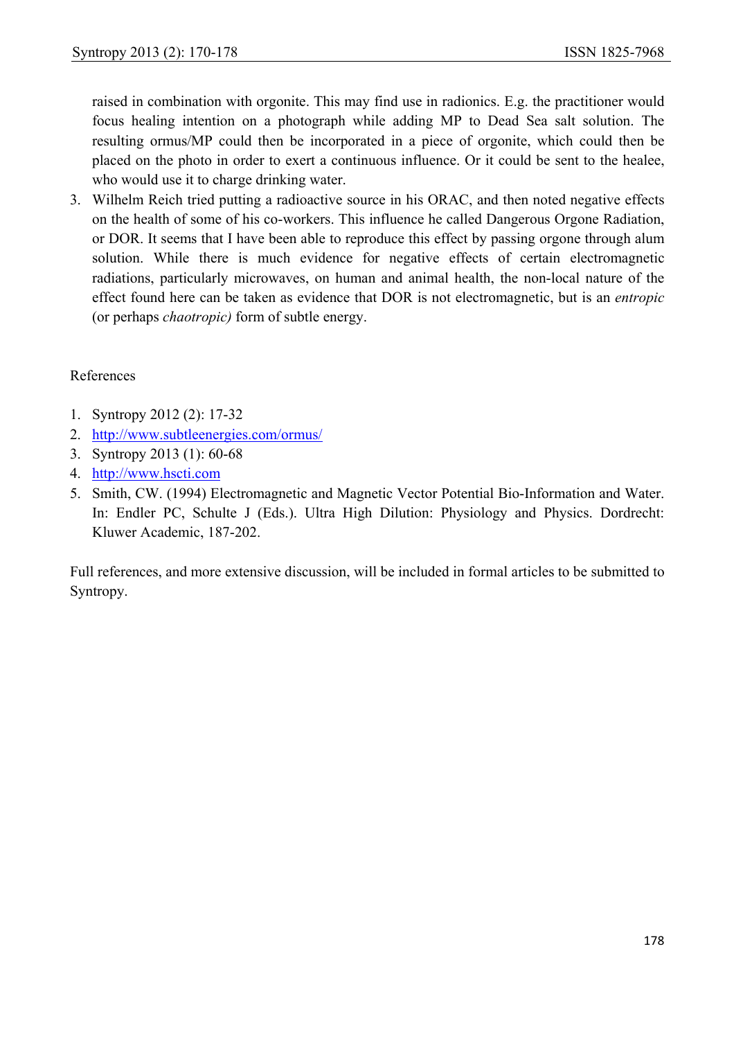raised in combination with orgonite. This may find use in radionics. E.g. the practitioner would focus healing intention on a photograph while adding MP to Dead Sea salt solution. The resulting ormus/MP could then be incorporated in a piece of orgonite, which could then be placed on the photo in order to exert a continuous influence. Or it could be sent to the healee, who would use it to charge drinking water.

3. Wilhelm Reich tried putting a radioactive source in his ORAC, and then noted negative effects on the health of some of his co-workers. This influence he called Dangerous Orgone Radiation, or DOR. It seems that I have been able to reproduce this effect by passing orgone through alum solution. While there is much evidence for negative effects of certain electromagnetic radiations, particularly microwaves, on human and animal health, the non-local nature of the effect found here can be taken as evidence that DOR is not electromagnetic, but is an *entropic* (or perhaps *chaotropic)* form of subtle energy.

References

1. Syntropy 2012 (2): 17-32
2. http://www.subtleenergies.com/ormus/
3. Syntropy 2013 (1): 60-68
4. http://www.hscti.com
5. Smith, CW. (1994) Electromagnetic and Magnetic Vector Potential Bio-Information and Water. In: Endler PC, Schulte J (Eds.). Ultra High Dilution: Physiology and Physics. Dordrecht: Kluwer Academic, 187-202.

Full references, and more extensive discussion, will be included in formal articles to be submitted to Syntropy.